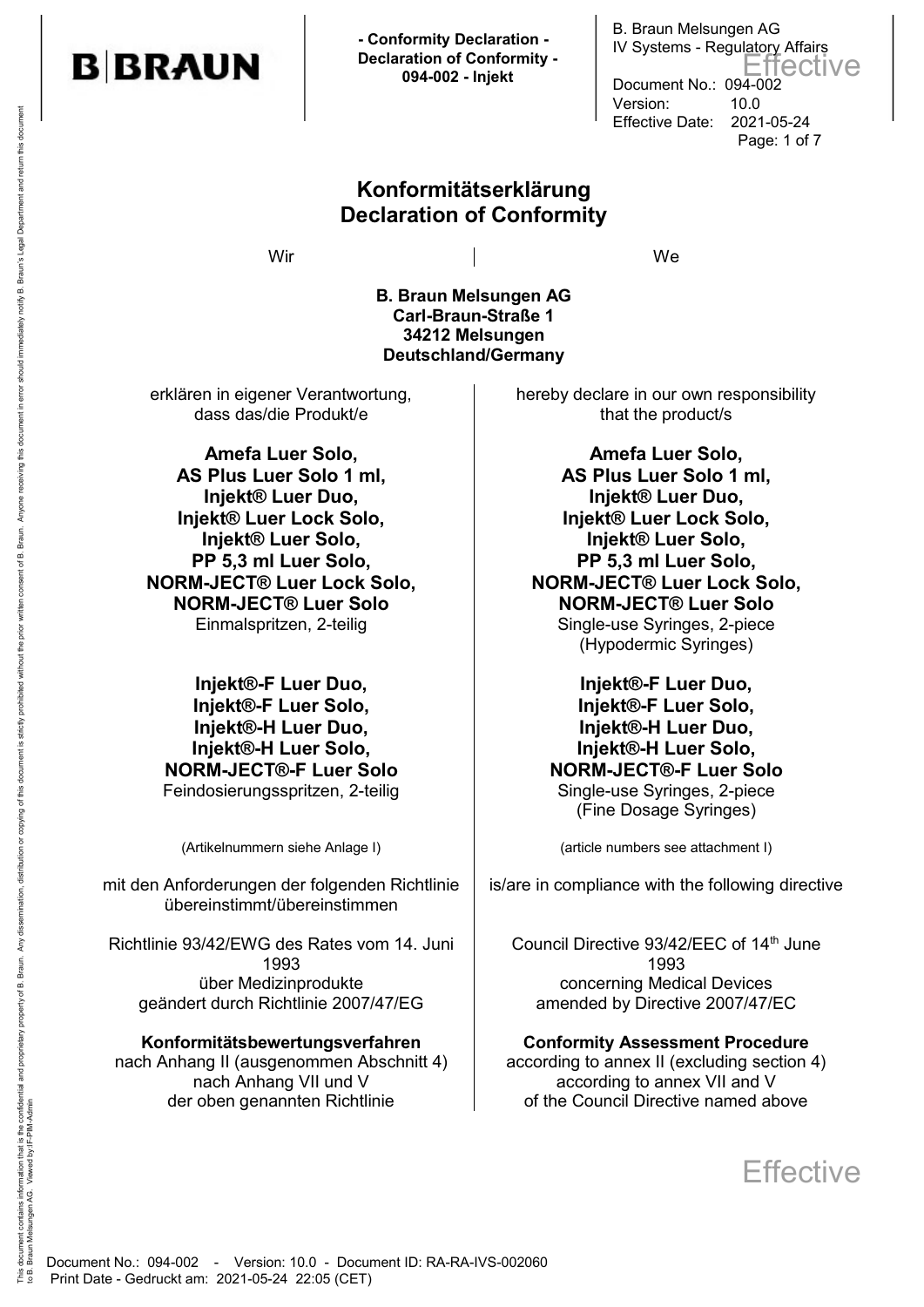# Konformitätserklärung
# Declaration of Conformity

| Wir | We |
|---|---|
| **B. Braun Melsungen AG**<br>**Carl-Braun-Straße 1**<br>**34212 Melsungen**<br>**Deutschland/Germany** | |
| erklären in eigener Verantwortung, dass das/die Produkt/e | hereby declare in our own responsibility that the product/s |
| **Amefa Luer Solo,**<br>**AS Plus Luer Solo 1 ml,**<br>**Injekt® Luer Duo,**<br>**Injekt® Luer Lock Solo,**<br>**Injekt® Luer Solo,**<br>**PP 5,3 ml Luer Solo,**<br>**NORM-JECT® Luer Lock Solo,**<br>**NORM-JECT® Luer Solo**<br>Einmalspritzen, 2-teilig | **Amefa Luer Solo,**<br>**AS Plus Luer Solo 1 ml,**<br>**Injekt® Luer Duo,**<br>**Injekt® Luer Lock Solo,**<br>**Injekt® Luer Solo,**<br>**PP 5,3 ml Luer Solo,**<br>**NORM-JECT® Luer Lock Solo,**<br>**NORM-JECT® Luer Solo**<br>Single-use Syringes, 2-piece<br>(Hypodermic Syringes) |
| **Injekt®-F Luer Duo,**<br>**Injekt®-F Luer Solo,**<br>**Injekt®-H Luer Duo,**<br>**Injekt®-H Luer Solo,**<br>**NORM-JECT®-F Luer Solo**<br>Feindosierungsspritzen, 2-teilig | **Injekt®-F Luer Duo,**<br>**Injekt®-F Luer Solo,**<br>**Injekt®-H Luer Duo,**<br>**Injekt®-H Luer Solo,**<br>**NORM-JECT®-F Luer Solo**<br>Single-use Syringes, 2-piece<br>(Fine Dosage Syringes) |
| (Artikelnummern siehe Anlage I) | (article numbers see attachment I) |
| mit den Anforderungen der folgenden Richtlinie übereinstimmt/übereinstimmen | is/are in compliance with the following directive |
| Richtlinie 93/42/EWG des Rates vom 14. Juni 1993<br>über Medizinprodukte<br>geändert durch Richtlinie 2007/47/EG | Council Directive 93/42/EEC of 14th June 1993<br>concerning Medical Devices<br>amended by Directive 2007/47/EC |
| **Konformitätsbewertungsverfahren**<br>nach Anhang II (ausgenommen Abschnitt 4)<br>nach Anhang VII und V<br>der oben genannten Richtlinie | **Conformity Assessment Procedure**<br>according to annex II (excluding section 4)<br>according to annex VII and V<br>of the Council Directive named above |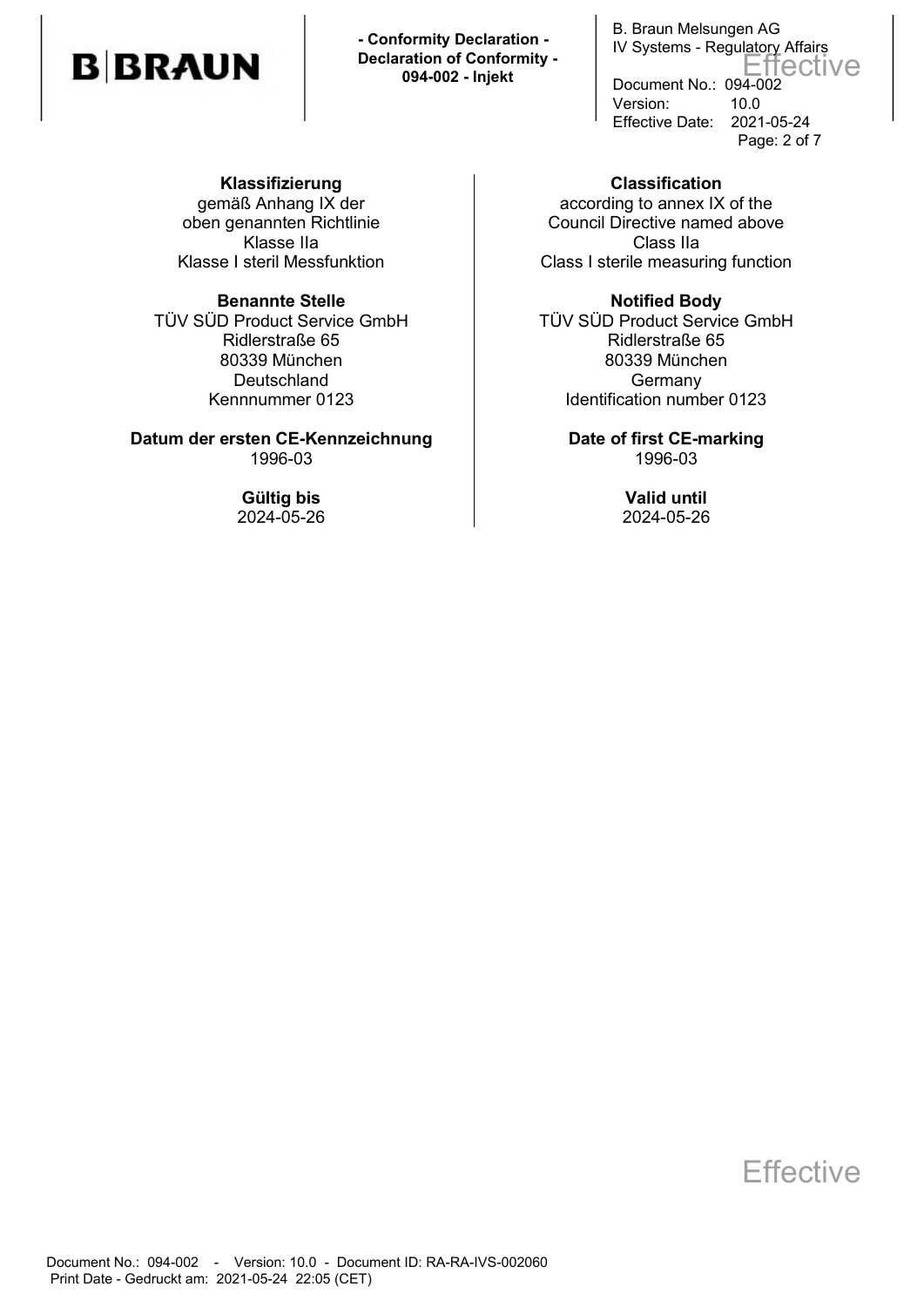**Klassifizierung**
gemäß Anhang IX der
oben genannten Richtlinie
Klasse IIa
Klasse I steril Messfunktion

**Classification**
according to annex IX of the
Council Directive named above
Class IIa
Class I sterile measuring function

**Benannte Stelle**
TÜV SÜD Product Service GmbH
Ridlerstraße 65
80339 München
Deutschland
Kennnummer 0123

**Notified Body**
TÜV SÜD Product Service GmbH
Ridlerstraße 65
80339 München
Germany
Identification number 0123

**Datum der ersten CE-Kennzeichnung**
1996-03

**Date of first CE-marking**
1996-03

**Gültig bis**
2024-05-26

**Valid until**
2024-05-26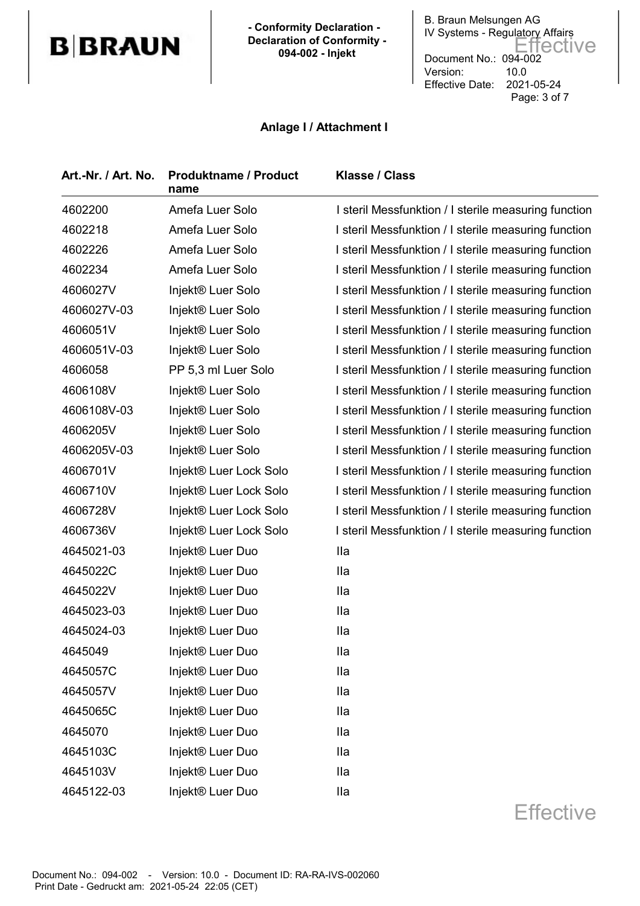## Anlage I / Attachment I

| Art.-Nr. / Art. No. | Produktname / Product name | Klasse / Class |
|---|---|---|
| 4602200 | Amefa Luer Solo | I steril Messfunktion / I sterile measuring function |
| 4602218 | Amefa Luer Solo | I steril Messfunktion / I sterile measuring function |
| 4602226 | Amefa Luer Solo | I steril Messfunktion / I sterile measuring function |
| 4602234 | Amefa Luer Solo | I steril Messfunktion / I sterile measuring function |
| 4606027V | Injekt® Luer Solo | I steril Messfunktion / I sterile measuring function |
| 4606027V-03 | Injekt® Luer Solo | I steril Messfunktion / I sterile measuring function |
| 4606051V | Injekt® Luer Solo | I steril Messfunktion / I sterile measuring function |
| 4606051V-03 | Injekt® Luer Solo | I steril Messfunktion / I sterile measuring function |
| 4606058 | PP 5,3 ml Luer Solo | I steril Messfunktion / I sterile measuring function |
| 4606108V | Injekt® Luer Solo | I steril Messfunktion / I sterile measuring function |
| 4606108V-03 | Injekt® Luer Solo | I steril Messfunktion / I sterile measuring function |
| 4606205V | Injekt® Luer Solo | I steril Messfunktion / I sterile measuring function |
| 4606205V-03 | Injekt® Luer Solo | I steril Messfunktion / I sterile measuring function |
| 4606701V | Injekt® Luer Lock Solo | I steril Messfunktion / I sterile measuring function |
| 4606710V | Injekt® Luer Lock Solo | I steril Messfunktion / I sterile measuring function |
| 4606728V | Injekt® Luer Lock Solo | I steril Messfunktion / I sterile measuring function |
| 4606736V | Injekt® Luer Lock Solo | I steril Messfunktion / I sterile measuring function |
| 4645021-03 | Injekt® Luer Duo | IIa |
| 4645022C | Injekt® Luer Duo | IIa |
| 4645022V | Injekt® Luer Duo | IIa |
| 4645023-03 | Injekt® Luer Duo | IIa |
| 4645024-03 | Injekt® Luer Duo | IIa |
| 4645049 | Injekt® Luer Duo | IIa |
| 4645057C | Injekt® Luer Duo | IIa |
| 4645057V | Injekt® Luer Duo | IIa |
| 4645065C | Injekt® Luer Duo | IIa |
| 4645070 | Injekt® Luer Duo | IIa |
| 4645103C | Injekt® Luer Duo | IIa |
| 4645103V | Injekt® Luer Duo | IIa |
| 4645122-03 | Injekt® Luer Duo | IIa |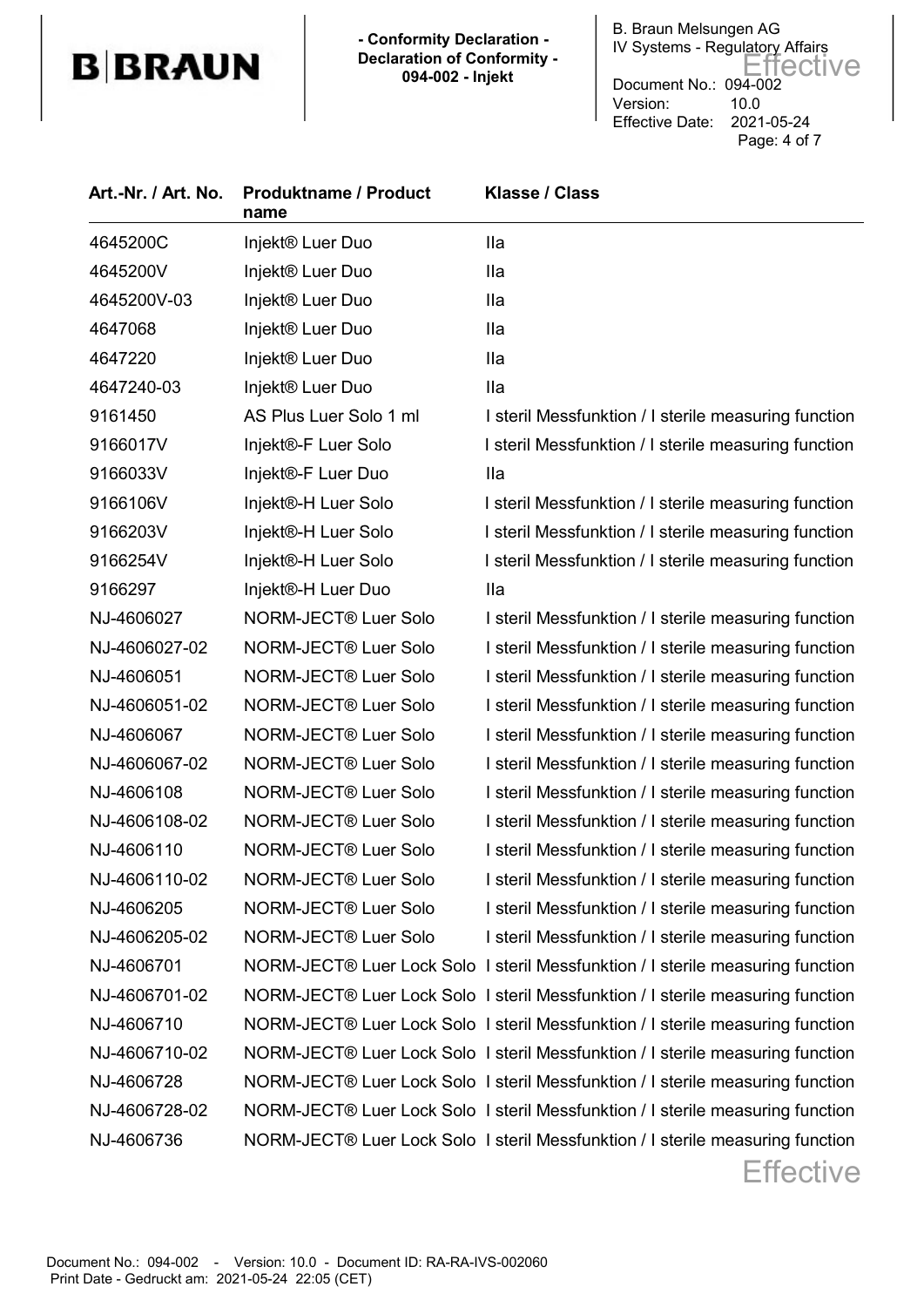| Art.-Nr. / Art. No. | Produktname / Product name | Klasse / Class |
|---|---|---|
| 4645200C | Injekt® Luer Duo | IIa |
| 4645200V | Injekt® Luer Duo | IIa |
| 4645200V-03 | Injekt® Luer Duo | IIa |
| 4647068 | Injekt® Luer Duo | IIa |
| 4647220 | Injekt® Luer Duo | IIa |
| 4647240-03 | Injekt® Luer Duo | IIa |
| 9161450 | AS Plus Luer Solo 1 ml | I steril Messfunktion / I sterile measuring function |
| 9166017V | Injekt®-F Luer Solo | I steril Messfunktion / I sterile measuring function |
| 9166033V | Injekt®-F Luer Duo | IIa |
| 9166106V | Injekt®-H Luer Solo | I steril Messfunktion / I sterile measuring function |
| 9166203V | Injekt®-H Luer Solo | I steril Messfunktion / I sterile measuring function |
| 9166254V | Injekt®-H Luer Solo | I steril Messfunktion / I sterile measuring function |
| 9166297 | Injekt®-H Luer Duo | IIa |
| NJ-4606027 | NORM-JECT® Luer Solo | I steril Messfunktion / I sterile measuring function |
| NJ-4606027-02 | NORM-JECT® Luer Solo | I steril Messfunktion / I sterile measuring function |
| NJ-4606051 | NORM-JECT® Luer Solo | I steril Messfunktion / I sterile measuring function |
| NJ-4606051-02 | NORM-JECT® Luer Solo | I steril Messfunktion / I sterile measuring function |
| NJ-4606067 | NORM-JECT® Luer Solo | I steril Messfunktion / I sterile measuring function |
| NJ-4606067-02 | NORM-JECT® Luer Solo | I steril Messfunktion / I sterile measuring function |
| NJ-4606108 | NORM-JECT® Luer Solo | I steril Messfunktion / I sterile measuring function |
| NJ-4606108-02 | NORM-JECT® Luer Solo | I steril Messfunktion / I sterile measuring function |
| NJ-4606110 | NORM-JECT® Luer Solo | I steril Messfunktion / I sterile measuring function |
| NJ-4606110-02 | NORM-JECT® Luer Solo | I steril Messfunktion / I sterile measuring function |
| NJ-4606205 | NORM-JECT® Luer Solo | I steril Messfunktion / I sterile measuring function |
| NJ-4606205-02 | NORM-JECT® Luer Solo | I steril Messfunktion / I sterile measuring function |
| NJ-4606701 | NORM-JECT® Luer Lock Solo | I steril Messfunktion / I sterile measuring function |
| NJ-4606701-02 | NORM-JECT® Luer Lock Solo | I steril Messfunktion / I sterile measuring function |
| NJ-4606710 | NORM-JECT® Luer Lock Solo | I steril Messfunktion / I sterile measuring function |
| NJ-4606710-02 | NORM-JECT® Luer Lock Solo | I steril Messfunktion / I sterile measuring function |
| NJ-4606728 | NORM-JECT® Luer Lock Solo | I steril Messfunktion / I sterile measuring function |
| NJ-4606728-02 | NORM-JECT® Luer Lock Solo | I steril Messfunktion / I sterile measuring function |
| NJ-4606736 | NORM-JECT® Luer Lock Solo | I steril Messfunktion / I sterile measuring function |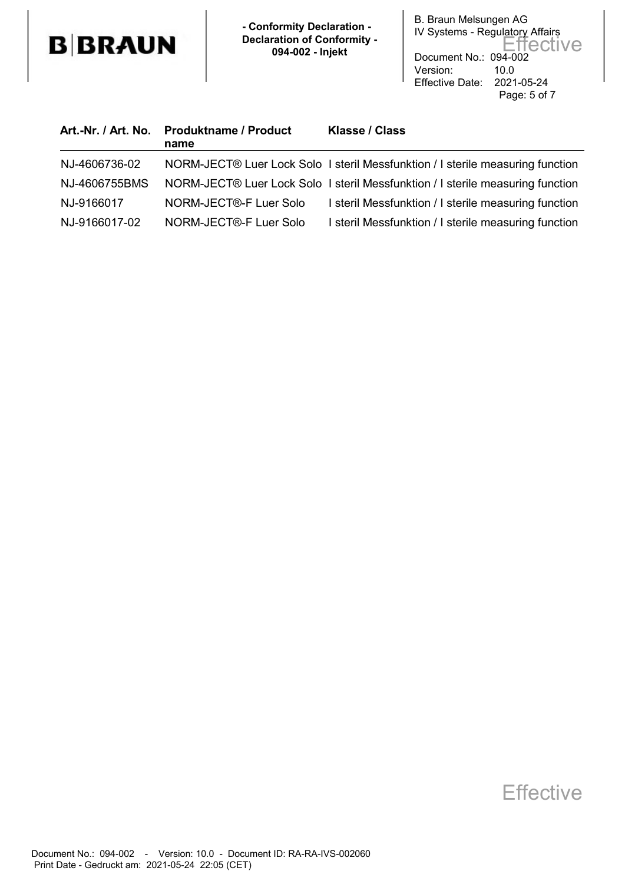| Art.-Nr. / Art. No. | Produktname / Product name | Klasse / Class |
|---|---|---|
| NJ-4606736-02 | NORM-JECT® Luer Lock Solo | I steril Messfunktion / I sterile measuring function |
| NJ-4606755BMS | NORM-JECT® Luer Lock Solo | I steril Messfunktion / I sterile measuring function |
| NJ-9166017 | NORM-JECT®-F Luer Solo | I steril Messfunktion / I sterile measuring function |
| NJ-9166017-02 | NORM-JECT®-F Luer Solo | I steril Messfunktion / I sterile measuring function |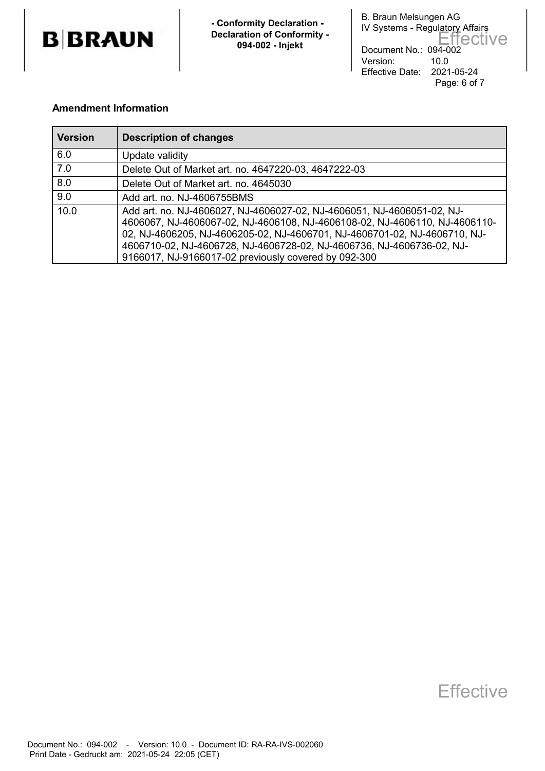**Amendment Information**

| Version | Description of changes |
|---|---|
| 6.0 | Update validity |
| 7.0 | Delete Out of Market art. no. 4647220-03, 4647222-03 |
| 8.0 | Delete Out of Market art. no. 4645030 |
| 9.0 | Add art. no. NJ-4606755BMS |
| 10.0 | Add art. no. NJ-4606027, NJ-4606027-02, NJ-4606051, NJ-4606051-02, NJ-4606067, NJ-4606067-02, NJ-4606108, NJ-4606108-02, NJ-4606110, NJ-4606110-02, NJ-4606205, NJ-4606205-02, NJ-4606701, NJ-4606701-02, NJ-4606710, NJ-4606710-02, NJ-4606728, NJ-4606728-02, NJ-4606736, NJ-4606736-02, NJ-9166017, NJ-9166017-02 previously covered by 092-300 |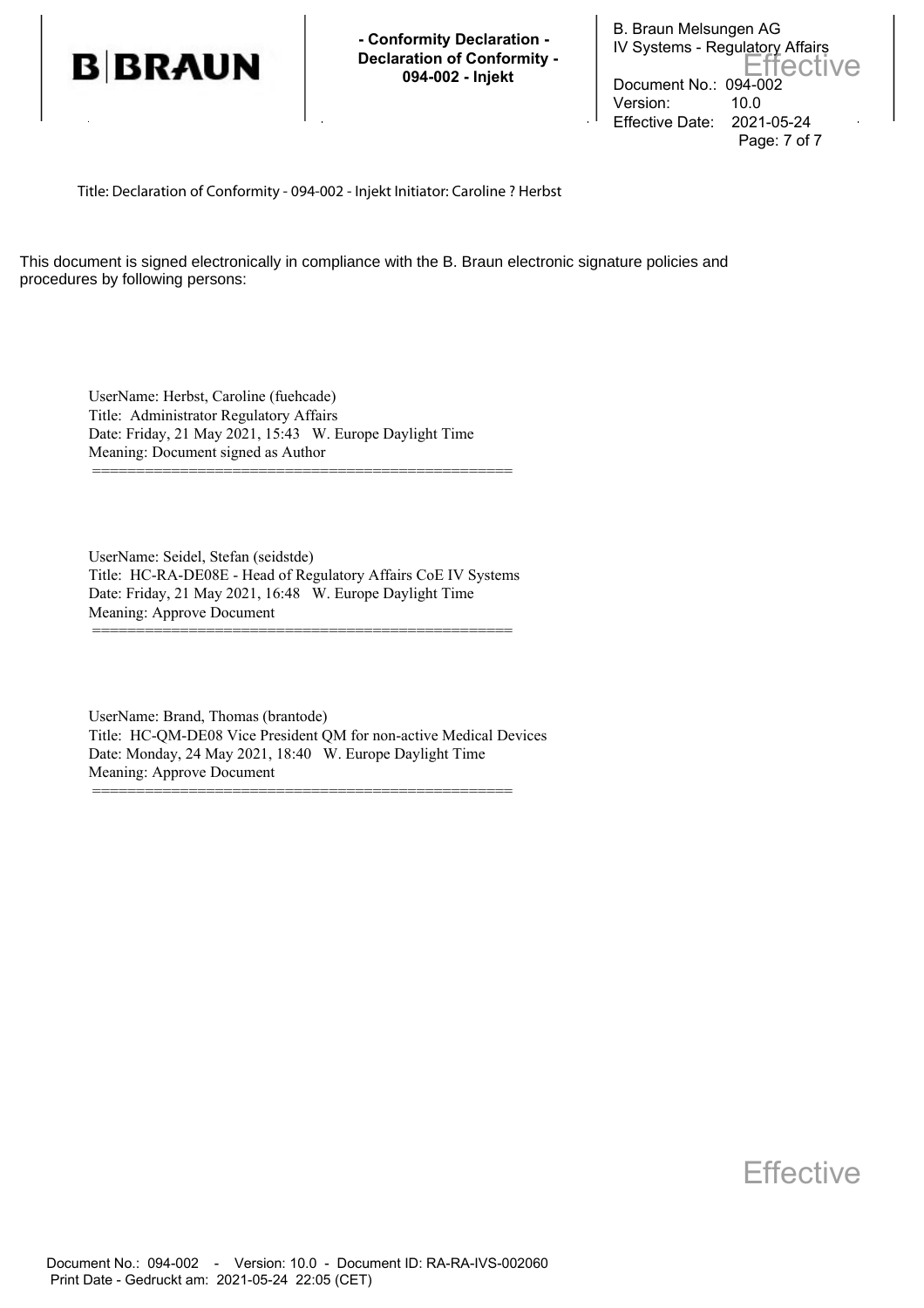Title: Declaration of Conformity - 094-002 - Injekt Initiator: Caroline ? Herbst

This document is signed electronically in compliance with the B. Braun electronic signature policies and procedures by following persons:

UserName: Herbst, Caroline (fuehcade)
Title: Administrator Regulatory Affairs
Date: Friday, 21 May 2021, 15:43 W. Europe Daylight Time
Meaning: Document signed as Author
================================================

UserName: Seidel, Stefan (seidstde)
Title: HC-RA-DE08E - Head of Regulatory Affairs CoE IV Systems
Date: Friday, 21 May 2021, 16:48 W. Europe Daylight Time
Meaning: Approve Document
================================================

UserName: Brand, Thomas (brantode)
Title: HC-QM-DE08 Vice President QM for non-active Medical Devices
Date: Monday, 24 May 2021, 18:40 W. Europe Daylight Time
Meaning: Approve Document
================================================